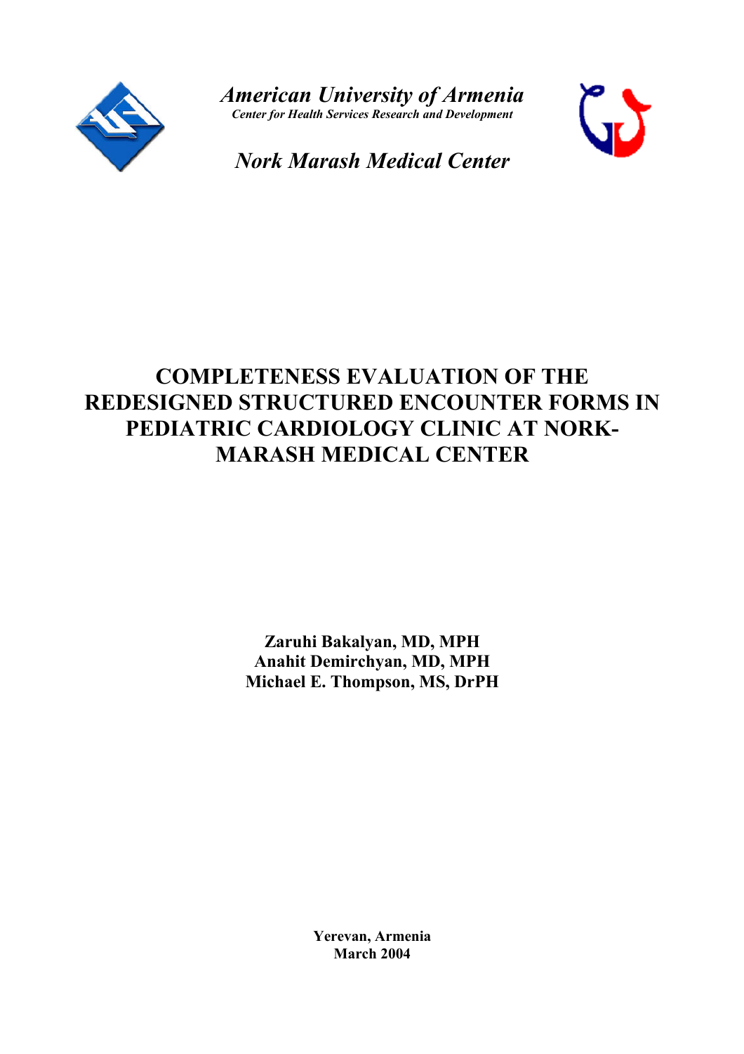*American University of Armenia*

***Center for Health Services Research and Development***

*Nork Marash Medical Center*

# COMPLETENESS EVALUATION OF THE REDESIGNED STRUCTURED ENCOUNTER FORMS IN PEDIATRIC CARDIOLOGY CLINIC AT NORK-MARASH MEDICAL CENTER

**Zaruhi Bakalyan, MD, MPH**
**Anahit Demirchyan, MD, MPH**
**Michael E. Thompson, MS, DrPH**

**Yerevan, Armenia**
**March 2004**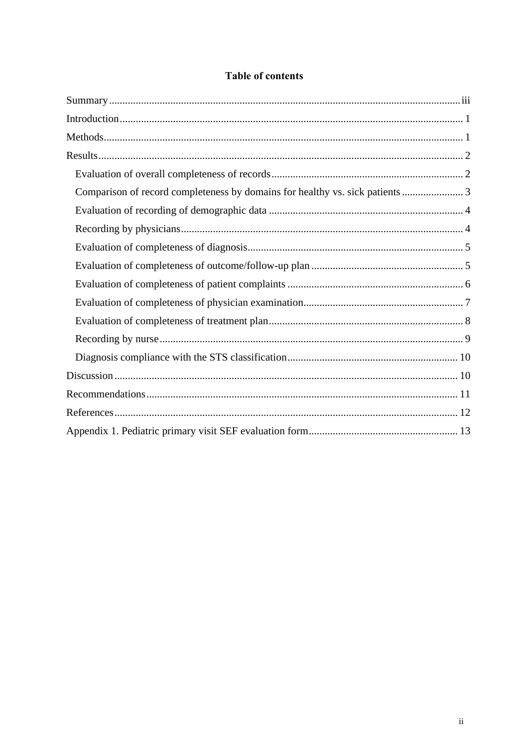# Table of contents

Summary ... iii

Introduction ... 1

Methods ... 1

Results ... 2

- Evaluation of overall completeness of records ... 2
- Comparison of record completeness by domains for healthy vs. sick patients ... 3
- Evaluation of recording of demographic data ... 4
- Recording by physicians ... 4
- Evaluation of completeness of diagnosis ... 5
- Evaluation of completeness of outcome/follow-up plan ... 5
- Evaluation of completeness of patient complaints ... 6
- Evaluation of completeness of physician examination ... 7
- Evaluation of completeness of treatment plan ... 8
- Recording by nurse ... 9
- Diagnosis compliance with the STS classification ... 10

Discussion ... 10

Recommendations ... 11

References ... 12

Appendix 1. Pediatric primary visit SEF evaluation form ... 13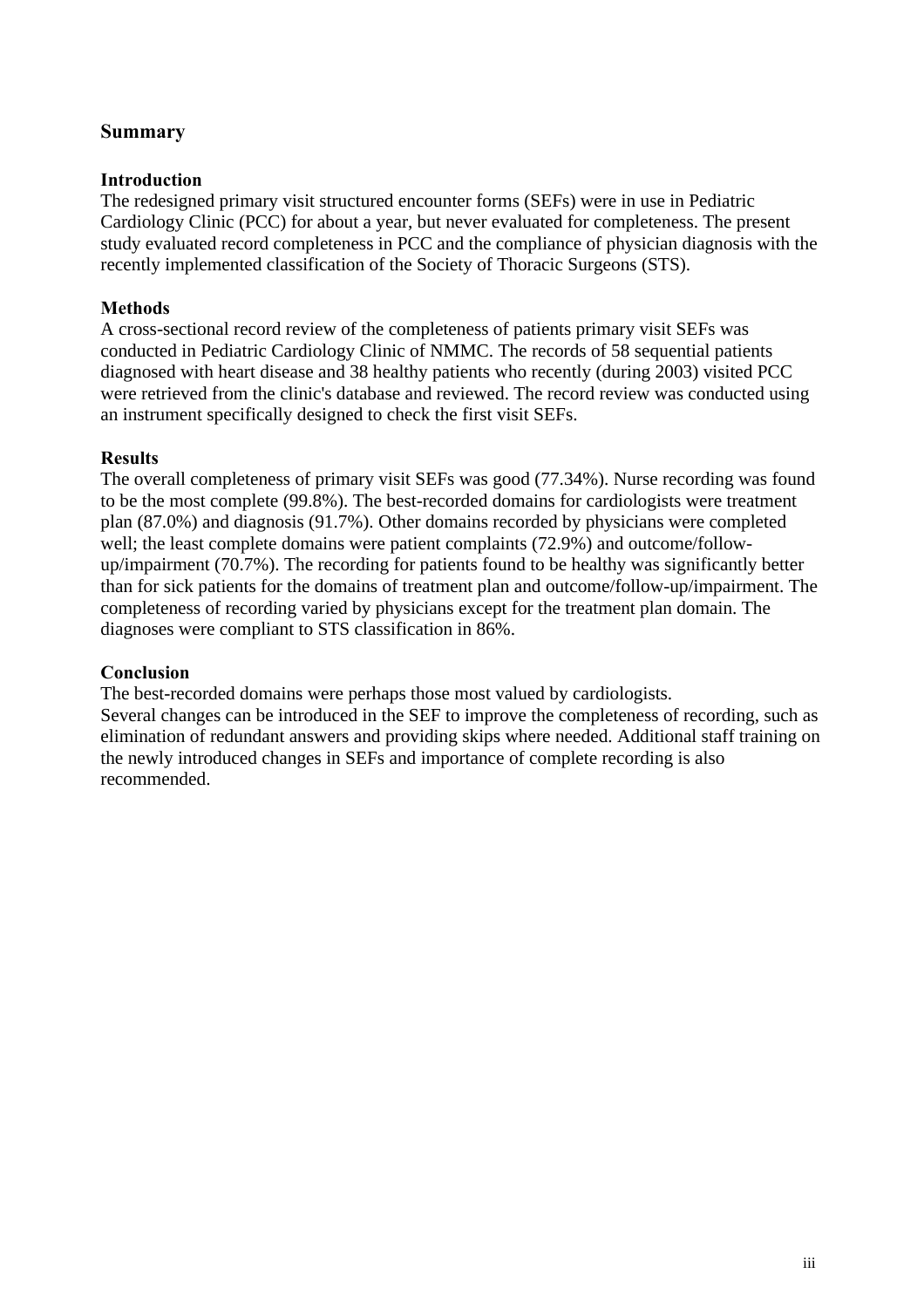## Summary

### Introduction

The redesigned primary visit structured encounter forms (SEFs) were in use in Pediatric Cardiology Clinic (PCC) for about a year, but never evaluated for completeness. The present study evaluated record completeness in PCC and the compliance of physician diagnosis with the recently implemented classification of the Society of Thoracic Surgeons (STS).

### Methods

A cross-sectional record review of the completeness of patients primary visit SEFs was conducted in Pediatric Cardiology Clinic of NMMC. The records of 58 sequential patients diagnosed with heart disease and 38 healthy patients who recently (during 2003) visited PCC were retrieved from the clinic's database and reviewed. The record review was conducted using an instrument specifically designed to check the first visit SEFs.

### Results

The overall completeness of primary visit SEFs was good (77.34%). Nurse recording was found to be the most complete (99.8%). The best-recorded domains for cardiologists were treatment plan (87.0%) and diagnosis (91.7%). Other domains recorded by physicians were completed well; the least complete domains were patient complaints (72.9%) and outcome/follow-up/impairment (70.7%). The recording for patients found to be healthy was significantly better than for sick patients for the domains of treatment plan and outcome/follow-up/impairment. The completeness of recording varied by physicians except for the treatment plan domain. The diagnoses were compliant to STS classification in 86%.

### Conclusion

The best-recorded domains were perhaps those most valued by cardiologists.
Several changes can be introduced in the SEF to improve the completeness of recording, such as elimination of redundant answers and providing skips where needed. Additional staff training on the newly introduced changes in SEFs and importance of complete recording is also recommended.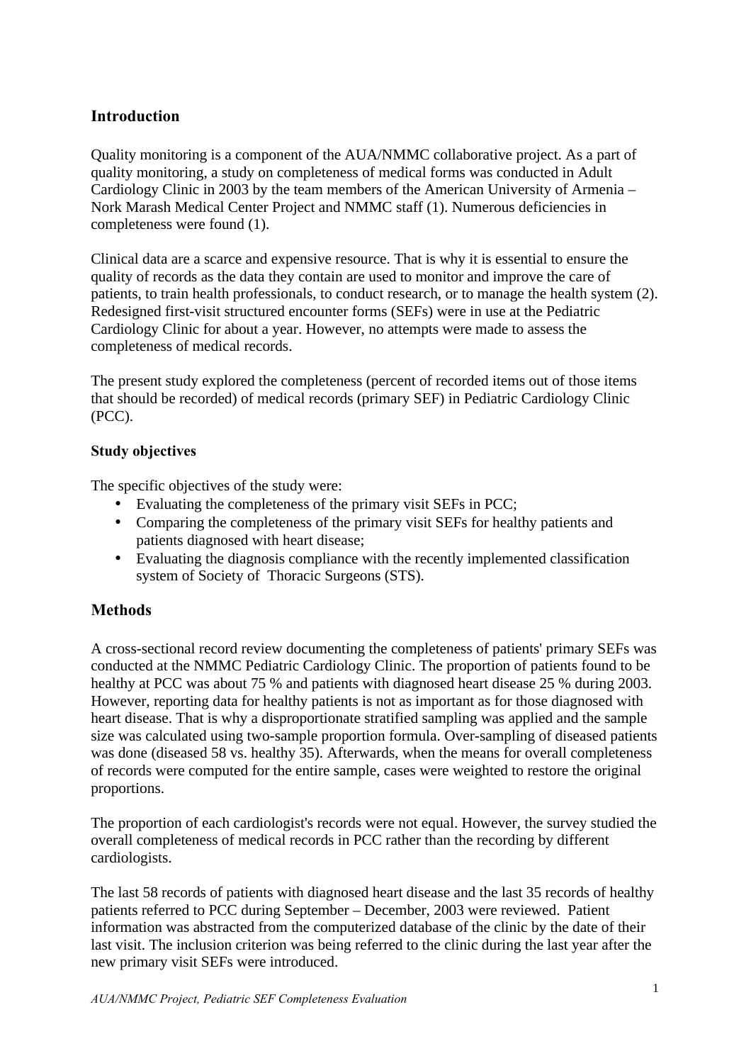## Introduction

Quality monitoring is a component of the AUA/NMMC collaborative project. As a part of quality monitoring, a study on completeness of medical forms was conducted in Adult Cardiology Clinic in 2003 by the team members of the American University of Armenia – Nork Marash Medical Center Project and NMMC staff (1). Numerous deficiencies in completeness were found (1).

Clinical data are a scarce and expensive resource. That is why it is essential to ensure the quality of records as the data they contain are used to monitor and improve the care of patients, to train health professionals, to conduct research, or to manage the health system (2). Redesigned first-visit structured encounter forms (SEFs) were in use at the Pediatric Cardiology Clinic for about a year. However, no attempts were made to assess the completeness of medical records.

The present study explored the completeness (percent of recorded items out of those items that should be recorded) of medical records (primary SEF) in Pediatric Cardiology Clinic (PCC).

### Study objectives

The specific objectives of the study were:

- Evaluating the completeness of the primary visit SEFs in PCC;
- Comparing the completeness of the primary visit SEFs for healthy patients and patients diagnosed with heart disease;
- Evaluating the diagnosis compliance with the recently implemented classification system of Society of Thoracic Surgeons (STS).

## Methods

A cross-sectional record review documenting the completeness of patients' primary SEFs was conducted at the NMMC Pediatric Cardiology Clinic. The proportion of patients found to be healthy at PCC was about 75 % and patients with diagnosed heart disease 25 % during 2003. However, reporting data for healthy patients is not as important as for those diagnosed with heart disease. That is why a disproportionate stratified sampling was applied and the sample size was calculated using two-sample proportion formula. Over-sampling of diseased patients was done (diseased 58 vs. healthy 35). Afterwards, when the means for overall completeness of records were computed for the entire sample, cases were weighted to restore the original proportions.

The proportion of each cardiologist's records were not equal. However, the survey studied the overall completeness of medical records in PCC rather than the recording by different cardiologists.

The last 58 records of patients with diagnosed heart disease and the last 35 records of healthy patients referred to PCC during September – December, 2003 were reviewed. Patient information was abstracted from the computerized database of the clinic by the date of their last visit. The inclusion criterion was being referred to the clinic during the last year after the new primary visit SEFs were introduced.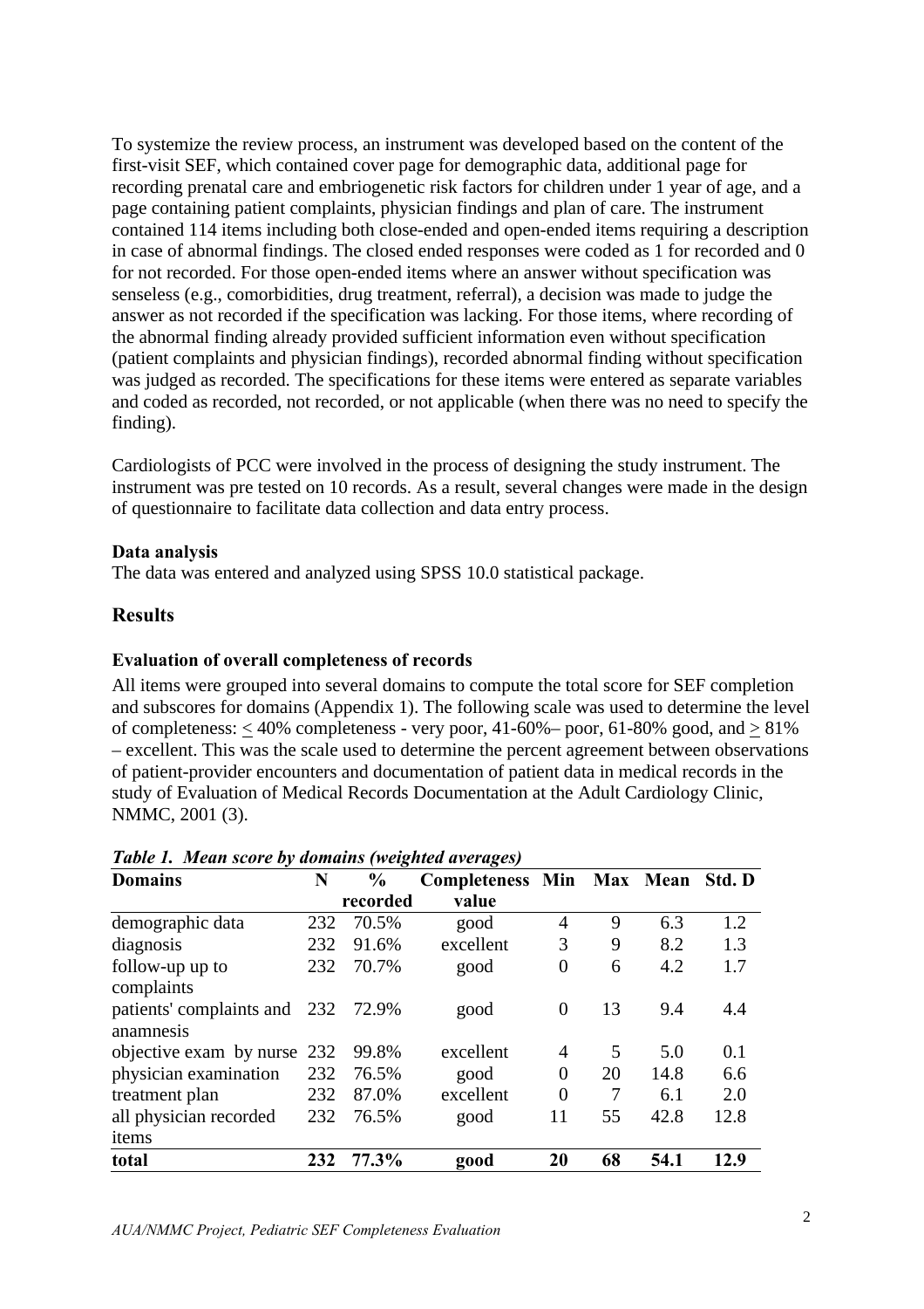To systemize the review process, an instrument was developed based on the content of the first-visit SEF, which contained cover page for demographic data, additional page for recording prenatal care and embriogenetic risk factors for children under 1 year of age, and a page containing patient complaints, physician findings and plan of care. The instrument contained 114 items including both close-ended and open-ended items requiring a description in case of abnormal findings. The closed ended responses were coded as 1 for recorded and 0 for not recorded. For those open-ended items where an answer without specification was senseless (e.g., comorbidities, drug treatment, referral), a decision was made to judge the answer as not recorded if the specification was lacking. For those items, where recording of the abnormal finding already provided sufficient information even without specification (patient complaints and physician findings), recorded abnormal finding without specification was judged as recorded. The specifications for these items were entered as separate variables and coded as recorded, not recorded, or not applicable (when there was no need to specify the finding).

Cardiologists of PCC were involved in the process of designing the study instrument. The instrument was pre tested on 10 records. As a result, several changes were made in the design of questionnaire to facilitate data collection and data entry process.

**Data analysis**

The data was entered and analyzed using SPSS 10.0 statistical package.

## Results

### Evaluation of overall completeness of records

All items were grouped into several domains to compute the total score for SEF completion and subscores for domains (Appendix 1). The following scale was used to determine the level of completeness: ≤ 40% completeness - very poor, 41-60%– poor, 61-80% good, and ≥ 81% – excellent. This was the scale used to determine the percent agreement between observations of patient-provider encounters and documentation of patient data in medical records in the study of Evaluation of Medical Records Documentation at the Adult Cardiology Clinic, NMMC, 2001 (3).

***Table 1. Mean score by domains (weighted averages)***

| Domains | N | % recorded | Completeness value | Min | Max | Mean | Std. D |
|---|---|---|---|---|---|---|---|
| demographic data | 232 | 70.5% | good | 4 | 9 | 6.3 | 1.2 |
| diagnosis | 232 | 91.6% | excellent | 3 | 9 | 8.2 | 1.3 |
| follow-up up to complaints | 232 | 70.7% | good | 0 | 6 | 4.2 | 1.7 |
| patients' complaints and anamnesis | 232 | 72.9% | good | 0 | 13 | 9.4 | 4.4 |
| objective exam by nurse | 232 | 99.8% | excellent | 4 | 5 | 5.0 | 0.1 |
| physician examination | 232 | 76.5% | good | 0 | 20 | 14.8 | 6.6 |
| treatment plan | 232 | 87.0% | excellent | 0 | 7 | 6.1 | 2.0 |
| all physician recorded items | 232 | 76.5% | good | 11 | 55 | 42.8 | 12.8 |
| **total** | **232** | **77.3%** | **good** | **20** | **68** | **54.1** | **12.9** |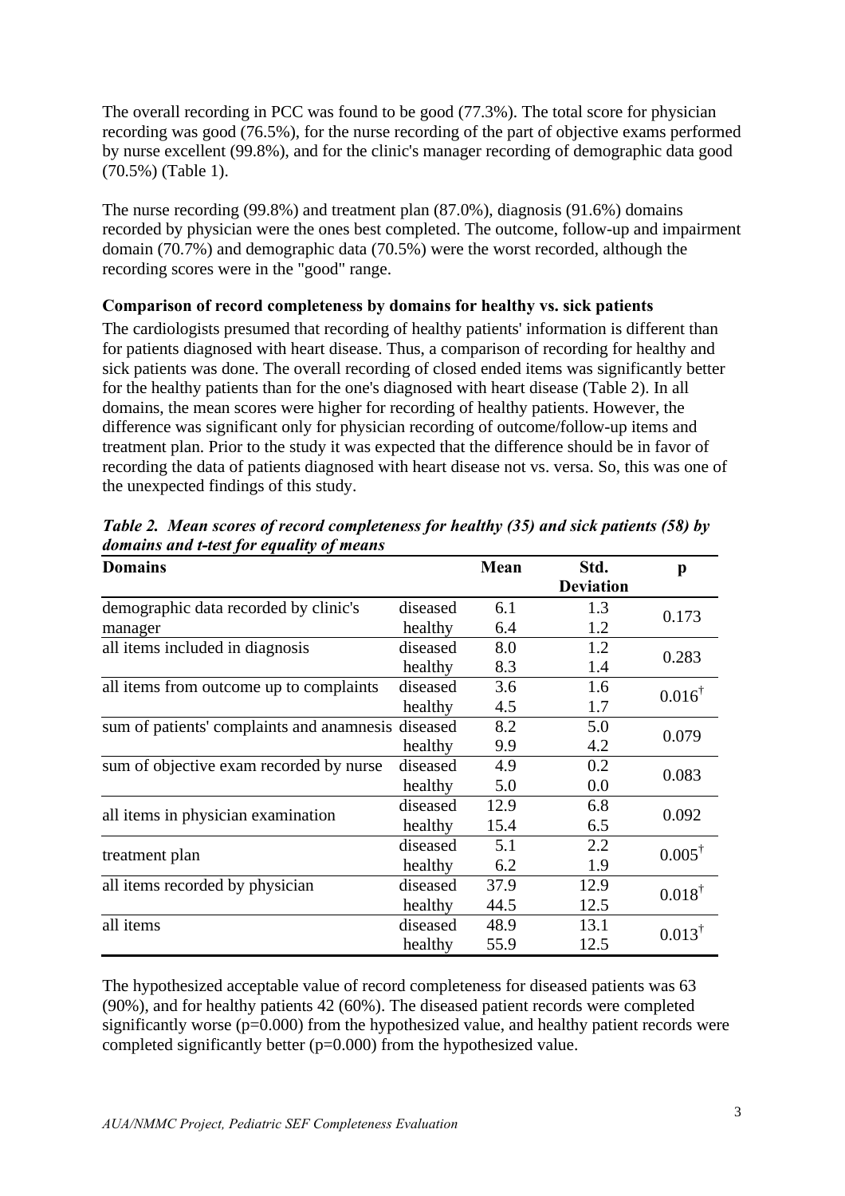The overall recording in PCC was found to be good (77.3%). The total score for physician recording was good (76.5%), for the nurse recording of the part of objective exams performed by nurse excellent (99.8%), and for the clinic's manager recording of demographic data good (70.5%) (Table 1).

The nurse recording (99.8%) and treatment plan (87.0%), diagnosis (91.6%) domains recorded by physician were the ones best completed. The outcome, follow-up and impairment domain (70.7%) and demographic data (70.5%) were the worst recorded, although the recording scores were in the "good" range.

**Comparison of record completeness by domains for healthy vs. sick patients**

The cardiologists presumed that recording of healthy patients' information is different than for patients diagnosed with heart disease. Thus, a comparison of recording for healthy and sick patients was done. The overall recording of closed ended items was significantly better for the healthy patients than for the one's diagnosed with heart disease (Table 2). In all domains, the mean scores were higher for recording of healthy patients. However, the difference was significant only for physician recording of outcome/follow-up items and treatment plan. Prior to the study it was expected that the difference should be in favor of recording the data of patients diagnosed with heart disease not vs. versa. So, this was one of the unexpected findings of this study.

***Table 2. Mean scores of record completeness for healthy (35) and sick patients (58) by domains and t-test for equality of means***

| Domains | | Mean | Std. Deviation | p |
|---|---|---|---|---|
| demographic data recorded by clinic's manager | diseased | 6.1 | 1.3 | 0.173 |
| | healthy | 6.4 | 1.2 | |
| all items included in diagnosis | diseased | 8.0 | 1.2 | 0.283 |
| | healthy | 8.3 | 1.4 | |
| all items from outcome up to complaints | diseased | 3.6 | 1.6 | 0.016[†] |
| | healthy | 4.5 | 1.7 | |
| sum of patients' complaints and anamnesis | diseased | 8.2 | 5.0 | 0.079 |
| | healthy | 9.9 | 4.2 | |
| sum of objective exam recorded by nurse | diseased | 4.9 | 0.2 | 0.083 |
| | healthy | 5.0 | 0.0 | |
| all items in physician examination | diseased | 12.9 | 6.8 | 0.092 |
| | healthy | 15.4 | 6.5 | |
| treatment plan | diseased | 5.1 | 2.2 | 0.005[†] |
| | healthy | 6.2 | 1.9 | |
| all items recorded by physician | diseased | 37.9 | 12.9 | 0.018[†] |
| | healthy | 44.5 | 12.5 | |
| all items | diseased | 48.9 | 13.1 | 0.013[†] |
| | healthy | 55.9 | 12.5 | |

The hypothesized acceptable value of record completeness for diseased patients was 63 (90%), and for healthy patients 42 (60%). The diseased patient records were completed significantly worse (p=0.000) from the hypothesized value, and healthy patient records were completed significantly better (p=0.000) from the hypothesized value.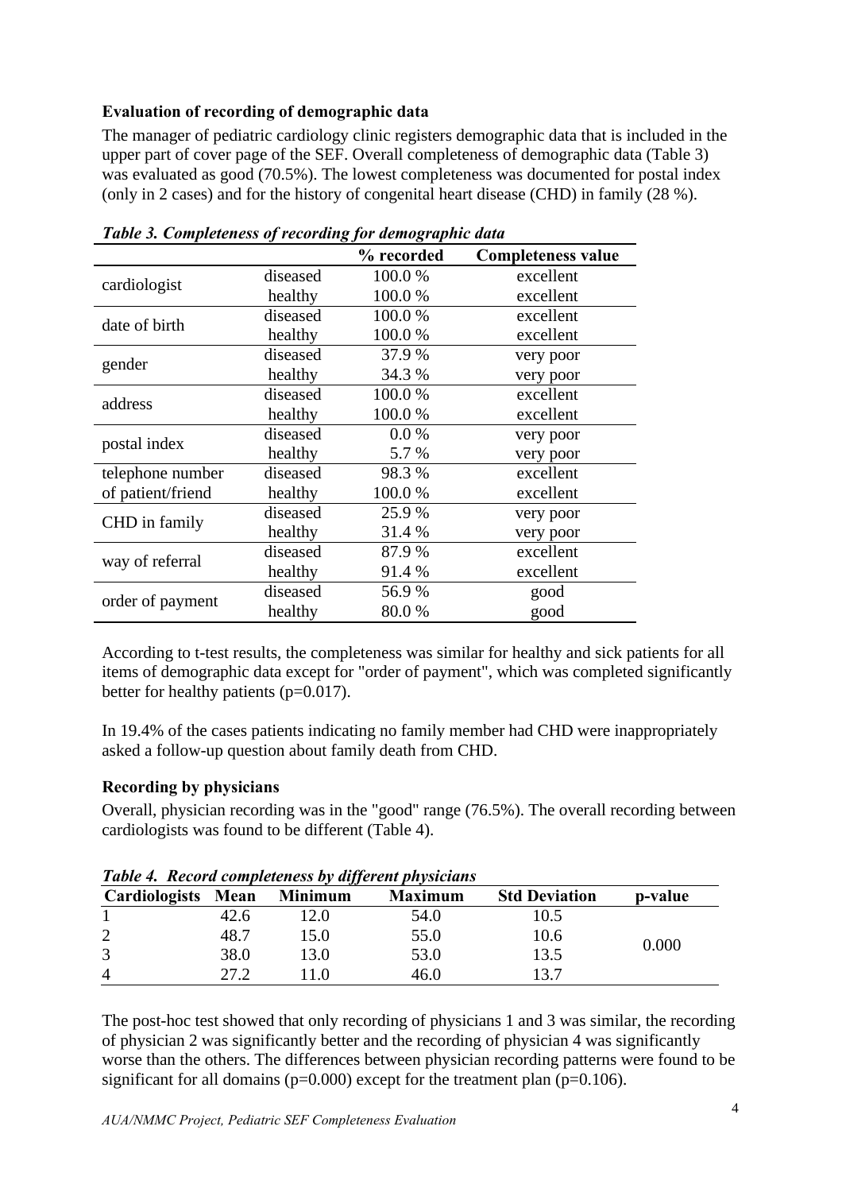**Evaluation of recording of demographic data**

The manager of pediatric cardiology clinic registers demographic data that is included in the upper part of cover page of the SEF. Overall completeness of demographic data (Table 3) was evaluated as good (70.5%). The lowest completeness was documented for postal index (only in 2 cases) and for the history of congenital heart disease (CHD) in family (28 %).

***Table 3. Completeness of recording for demographic data***

| | | % recorded | Completeness value |
|---|---|---|---|
| cardiologist | diseased | 100.0 % | excellent |
| | healthy | 100.0 % | excellent |
| date of birth | diseased | 100.0 % | excellent |
| | healthy | 100.0 % | excellent |
| gender | diseased | 37.9 % | very poor |
| | healthy | 34.3 % | very poor |
| address | diseased | 100.0 % | excellent |
| | healthy | 100.0 % | excellent |
| postal index | diseased | 0.0 % | very poor |
| | healthy | 5.7 % | very poor |
| telephone number of patient/friend | diseased | 98.3 % | excellent |
| | healthy | 100.0 % | excellent |
| CHD in family | diseased | 25.9 % | very poor |
| | healthy | 31.4 % | very poor |
| way of referral | diseased | 87.9 % | excellent |
| | healthy | 91.4 % | excellent |
| order of payment | diseased | 56.9 % | good |
| | healthy | 80.0 % | good |

According to t-test results, the completeness was similar for healthy and sick patients for all items of demographic data except for "order of payment", which was completed significantly better for healthy patients (p=0.017).

In 19.4% of the cases patients indicating no family member had CHD were inappropriately asked a follow-up question about family death from CHD.

**Recording by physicians**

Overall, physician recording was in the "good" range (76.5%). The overall recording between cardiologists was found to be different (Table 4).

***Table 4. Record completeness by different physicians***

| Cardiologists | Mean | Minimum | Maximum | Std Deviation | p-value |
|---|---|---|---|---|---|
| 1 | 42.6 | 12.0 | 54.0 | 10.5 | 0.000 |
| 2 | 48.7 | 15.0 | 55.0 | 10.6 | |
| 3 | 38.0 | 13.0 | 53.0 | 13.5 | |
| 4 | 27.2 | 11.0 | 46.0 | 13.7 | |

The post-hoc test showed that only recording of physicians 1 and 3 was similar, the recording of physician 2 was significantly better and the recording of physician 4 was significantly worse than the others. The differences between physician recording patterns were found to be significant for all domains (p=0.000) except for the treatment plan (p=0.106).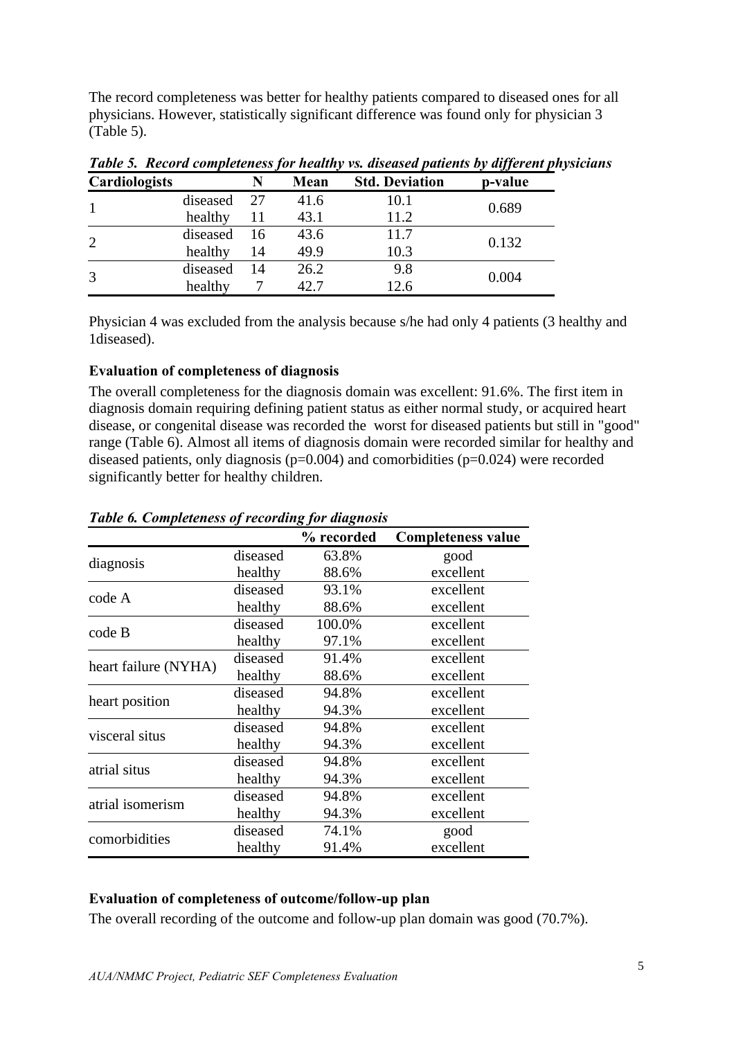The record completeness was better for healthy patients compared to diseased ones for all physicians. However, statistically significant difference was found only for physician 3 (Table 5).

***Table 5. Record completeness for healthy vs. diseased patients by different physicians***

| Cardiologists | | N | Mean | Std. Deviation | p-value |
|---|---|---|---|---|---|
| 1 | diseased | 27 | 41.6 | 10.1 | 0.689 |
| | healthy | 11 | 43.1 | 11.2 | |
| 2 | diseased | 16 | 43.6 | 11.7 | 0.132 |
| | healthy | 14 | 49.9 | 10.3 | |
| 3 | diseased | 14 | 26.2 | 9.8 | 0.004 |
| | healthy | 7 | 42.7 | 12.6 | |

Physician 4 was excluded from the analysis because s/he had only 4 patients (3 healthy and 1diseased).

**Evaluation of completeness of diagnosis**

The overall completeness for the diagnosis domain was excellent: 91.6%. The first item in diagnosis domain requiring defining patient status as either normal study, or acquired heart disease, or congenital disease was recorded the worst for diseased patients but still in "good" range (Table 6). Almost all items of diagnosis domain were recorded similar for healthy and diseased patients, only diagnosis (p=0.004) and comorbidities (p=0.024) were recorded significantly better for healthy children.

***Table 6. Completeness of recording for diagnosis***

| | | % recorded | Completeness value |
|---|---|---|---|
| diagnosis | diseased | 63.8% | good |
| | healthy | 88.6% | excellent |
| code A | diseased | 93.1% | excellent |
| | healthy | 88.6% | excellent |
| code B | diseased | 100.0% | excellent |
| | healthy | 97.1% | excellent |
| heart failure (NYHA) | diseased | 91.4% | excellent |
| | healthy | 88.6% | excellent |
| heart position | diseased | 94.8% | excellent |
| | healthy | 94.3% | excellent |
| visceral situs | diseased | 94.8% | excellent |
| | healthy | 94.3% | excellent |
| atrial situs | diseased | 94.8% | excellent |
| | healthy | 94.3% | excellent |
| atrial isomerism | diseased | 94.8% | excellent |
| | healthy | 94.3% | excellent |
| comorbidities | diseased | 74.1% | good |
| | healthy | 91.4% | excellent |

**Evaluation of completeness of outcome/follow-up plan**

The overall recording of the outcome and follow-up plan domain was good (70.7%).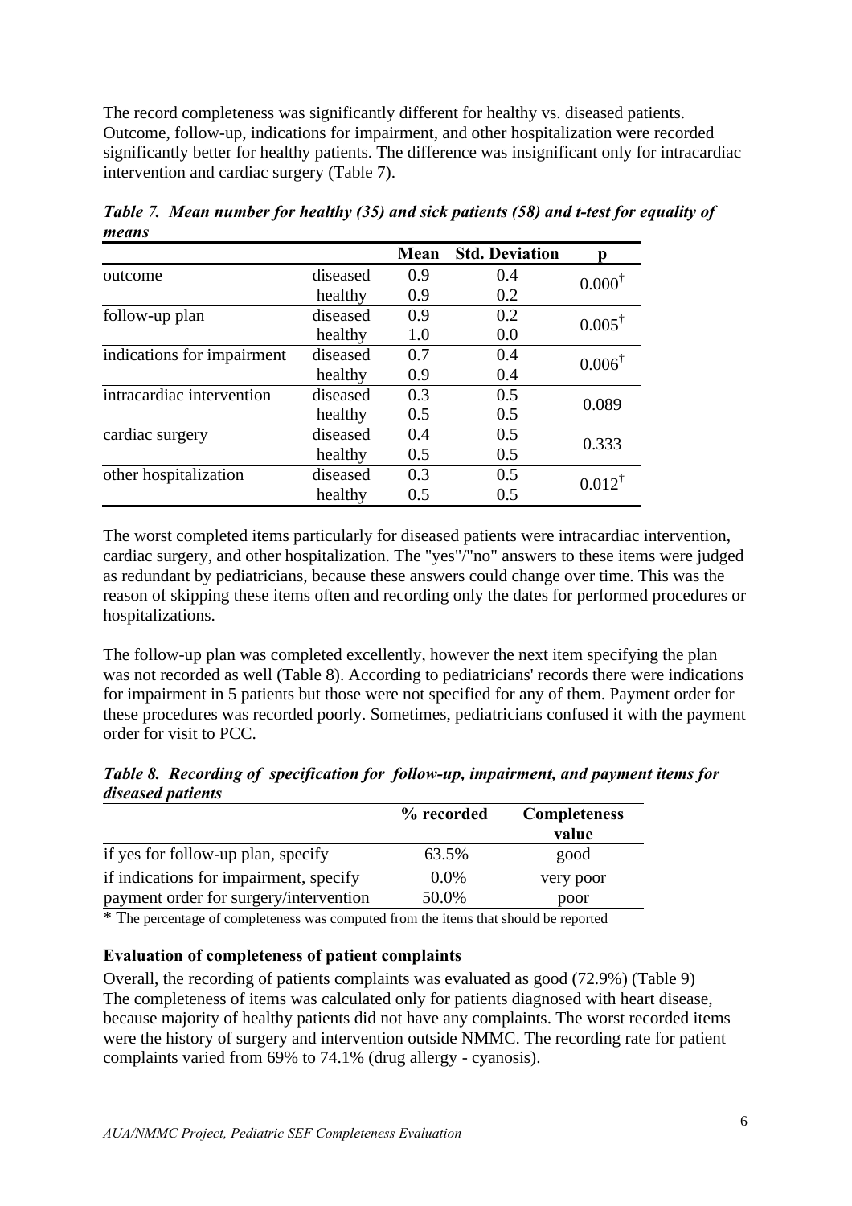The record completeness was significantly different for healthy vs. diseased patients. Outcome, follow-up, indications for impairment, and other hospitalization were recorded significantly better for healthy patients. The difference was insignificant only for intracardiac intervention and cardiac surgery (Table 7).

***Table 7. Mean number for healthy (35) and sick patients (58) and t-test for equality of means***

| | | Mean | Std. Deviation | p |
|---|---|---|---|---|
| outcome | diseased | 0.9 | 0.4 | 0.000† |
| | healthy | 0.9 | 0.2 | |
| follow-up plan | diseased | 0.9 | 0.2 | 0.005† |
| | healthy | 1.0 | 0.0 | |
| indications for impairment | diseased | 0.7 | 0.4 | 0.006† |
| | healthy | 0.9 | 0.4 | |
| intracardiac intervention | diseased | 0.3 | 0.5 | 0.089 |
| | healthy | 0.5 | 0.5 | |
| cardiac surgery | diseased | 0.4 | 0.5 | 0.333 |
| | healthy | 0.5 | 0.5 | |
| other hospitalization | diseased | 0.3 | 0.5 | 0.012† |
| | healthy | 0.5 | 0.5 | |

The worst completed items particularly for diseased patients were intracardiac intervention, cardiac surgery, and other hospitalization. The "yes"/"no" answers to these items were judged as redundant by pediatricians, because these answers could change over time. This was the reason of skipping these items often and recording only the dates for performed procedures or hospitalizations.

The follow-up plan was completed excellently, however the next item specifying the plan was not recorded as well (Table 8). According to pediatricians' records there were indications for impairment in 5 patients but those were not specified for any of them. Payment order for these procedures was recorded poorly. Sometimes, pediatricians confused it with the payment order for visit to PCC.

***Table 8. Recording of specification for follow-up, impairment, and payment items for diseased patients***

| | % recorded | Completeness value |
|---|---|---|
| if yes for follow-up plan, specify | 63.5% | good |
| if indications for impairment, specify | 0.0% | very poor |
| payment order for surgery/intervention | 50.0% | poor |

\* The percentage of completeness was computed from the items that should be reported

**Evaluation of completeness of patient complaints**

Overall, the recording of patients complaints was evaluated as good (72.9%) (Table 9) The completeness of items was calculated only for patients diagnosed with heart disease, because majority of healthy patients did not have any complaints. The worst recorded items were the history of surgery and intervention outside NMMC. The recording rate for patient complaints varied from 69% to 74.1% (drug allergy - cyanosis).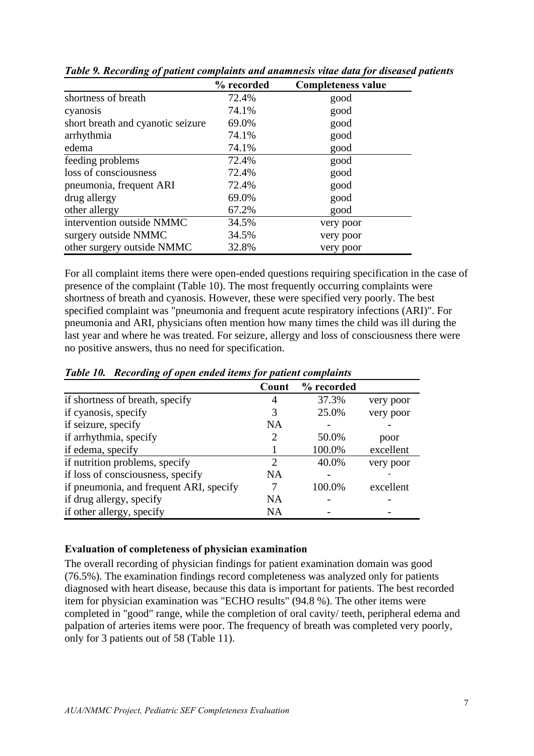*Table 9. Recording of patient complaints and anamnesis vitae data for diseased patients*

| | % recorded | Completeness value |
|---|---|---|
| shortness of breath | 72.4% | good |
| cyanosis | 74.1% | good |
| short breath and cyanotic seizure | 69.0% | good |
| arrhythmia | 74.1% | good |
| edema | 74.1% | good |
| feeding problems | 72.4% | good |
| loss of consciousness | 72.4% | good |
| pneumonia, frequent ARI | 72.4% | good |
| drug allergy | 69.0% | good |
| other allergy | 67.2% | good |
| intervention outside NMMC | 34.5% | very poor |
| surgery outside NMMC | 34.5% | very poor |
| other surgery outside NMMC | 32.8% | very poor |

For all complaint items there were open-ended questions requiring specification in the case of presence of the complaint (Table 10). The most frequently occurring complaints were shortness of breath and cyanosis. However, these were specified very poorly. The best specified complaint was "pneumonia and frequent acute respiratory infections (ARI)". For pneumonia and ARI, physicians often mention how many times the child was ill during the last year and where he was treated. For seizure, allergy and loss of consciousness there were no positive answers, thus no need for specification.

*Table 10. Recording of open ended items for patient complaints*

| | Count | % recorded | |
|---|---|---|---|
| if shortness of breath, specify | 4 | 37.3% | very poor |
| if cyanosis, specify | 3 | 25.0% | very poor |
| if seizure, specify | NA | - | - |
| if arrhythmia, specify | 2 | 50.0% | poor |
| if edema, specify | 1 | 100.0% | excellent |
| if nutrition problems, specify | 2 | 40.0% | very poor |
| if loss of consciousness, specify | NA | - | - |
| if pneumonia, and frequent ARI, specify | 7 | 100.0% | excellent |
| if drug allergy, specify | NA | - | - |
| if other allergy, specify | NA | - | - |

### Evaluation of completeness of physician examination

The overall recording of physician findings for patient examination domain was good (76.5%). The examination findings record completeness was analyzed only for patients diagnosed with heart disease, because this data is important for patients. The best recorded item for physician examination was "ECHO results" (94.8 %). The other items were completed in "good" range, while the completion of oral cavity/ teeth, peripheral edema and palpation of arteries items were poor. The frequency of breath was completed very poorly, only for 3 patients out of 58 (Table 11).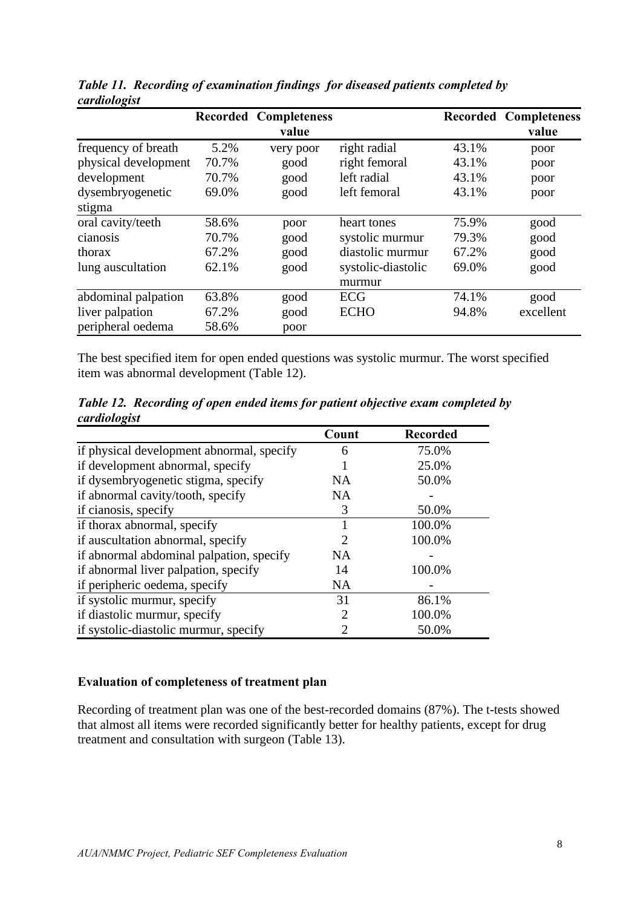***Table 11. Recording of examination findings for diseased patients completed by cardiologist***

| | Recorded | Completeness value | | Recorded | Completeness value |
|---|---|---|---|---|---|
| frequency of breath | 5.2% | very poor | right radial | 43.1% | poor |
| physical development | 70.7% | good | right femoral | 43.1% | poor |
| development | 70.7% | good | left radial | 43.1% | poor |
| dysembryogenetic stigma | 69.0% | good | left femoral | 43.1% | poor |
| oral cavity/teeth | 58.6% | poor | heart tones | 75.9% | good |
| cianosis | 70.7% | good | systolic murmur | 79.3% | good |
| thorax | 67.2% | good | diastolic murmur | 67.2% | good |
| lung auscultation | 62.1% | good | systolic-diastolic murmur | 69.0% | good |
| abdominal palpation | 63.8% | good | ECG | 74.1% | good |
| liver palpation | 67.2% | good | ECHO | 94.8% | excellent |
| peripheral oedema | 58.6% | poor | | | |

The best specified item for open ended questions was systolic murmur. The worst specified item was abnormal development (Table 12).

***Table 12. Recording of open ended items for patient objective exam completed by cardiologist***

| | Count | Recorded |
|---|---|---|
| if physical development abnormal, specify | 6 | 75.0% |
| if development abnormal, specify | 1 | 25.0% |
| if dysembryogenetic stigma, specify | NA | 50.0% |
| if abnormal cavity/tooth, specify | NA | - |
| if cianosis, specify | 3 | 50.0% |
| if thorax abnormal, specify | 1 | 100.0% |
| if auscultation abnormal, specify | 2 | 100.0% |
| if abnormal abdominal palpation, specify | NA | - |
| if abnormal liver palpation, specify | 14 | 100.0% |
| if peripheric oedema, specify | NA | - |
| if systolic murmur, specify | 31 | 86.1% |
| if diastolic murmur, specify | 2 | 100.0% |
| if systolic-diastolic murmur, specify | 2 | 50.0% |

**Evaluation of completeness of treatment plan**

Recording of treatment plan was one of the best-recorded domains (87%). The t-tests showed that almost all items were recorded significantly better for healthy patients, except for drug treatment and consultation with surgeon (Table 13).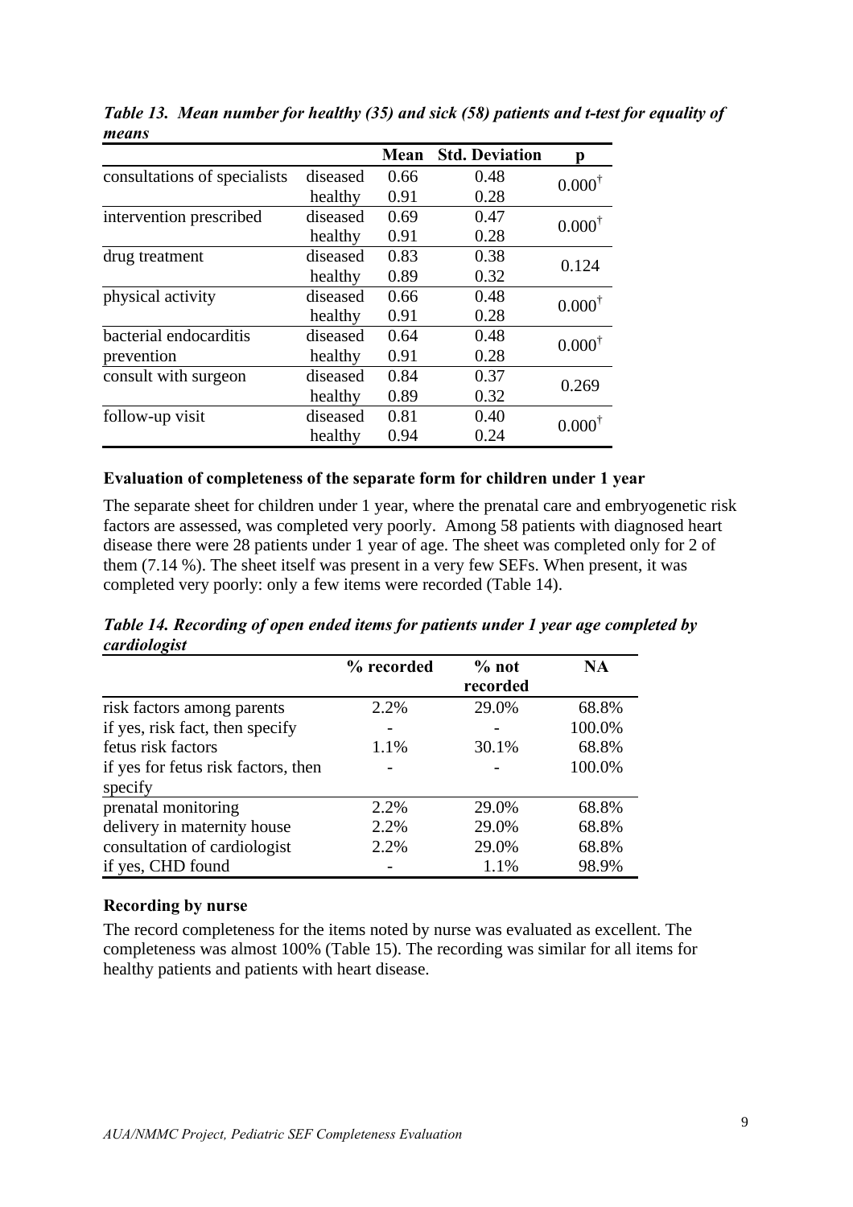*Table 13. Mean number for healthy (35) and sick (58) patients and t-test for equality of means*

| | | Mean | Std. Deviation | p |
|---|---|---|---|---|
| consultations of specialists | diseased | 0.66 | 0.48 | 0.000† |
| | healthy | 0.91 | 0.28 | |
| intervention prescribed | diseased | 0.69 | 0.47 | 0.000† |
| | healthy | 0.91 | 0.28 | |
| drug treatment | diseased | 0.83 | 0.38 | 0.124 |
| | healthy | 0.89 | 0.32 | |
| physical activity | diseased | 0.66 | 0.48 | 0.000† |
| | healthy | 0.91 | 0.28 | |
| bacterial endocarditis prevention | diseased | 0.64 | 0.48 | 0.000† |
| | healthy | 0.91 | 0.28 | |
| consult with surgeon | diseased | 0.84 | 0.37 | 0.269 |
| | healthy | 0.89 | 0.32 | |
| follow-up visit | diseased | 0.81 | 0.40 | 0.000† |
| | healthy | 0.94 | 0.24 | |

**Evaluation of completeness of the separate form for children under 1 year**

The separate sheet for children under 1 year, where the prenatal care and embryogenetic risk factors are assessed, was completed very poorly. Among 58 patients with diagnosed heart disease there were 28 patients under 1 year of age. The sheet was completed only for 2 of them (7.14 %). The sheet itself was present in a very few SEFs. When present, it was completed very poorly: only a few items were recorded (Table 14).

*Table 14. Recording of open ended items for patients under 1 year age completed by cardiologist*

| | % recorded | % not recorded | NA |
|---|---|---|---|
| risk factors among parents | 2.2% | 29.0% | 68.8% |
| if yes, risk fact, then specify | - | - | 100.0% |
| fetus risk factors | 1.1% | 30.1% | 68.8% |
| if yes for fetus risk factors, then specify | - | - | 100.0% |
| prenatal monitoring | 2.2% | 29.0% | 68.8% |
| delivery in maternity house | 2.2% | 29.0% | 68.8% |
| consultation of cardiologist | 2.2% | 29.0% | 68.8% |
| if yes, CHD found | - | 1.1% | 98.9% |

**Recording by nurse**

The record completeness for the items noted by nurse was evaluated as excellent. The completeness was almost 100% (Table 15). The recording was similar for all items for healthy patients and patients with heart disease.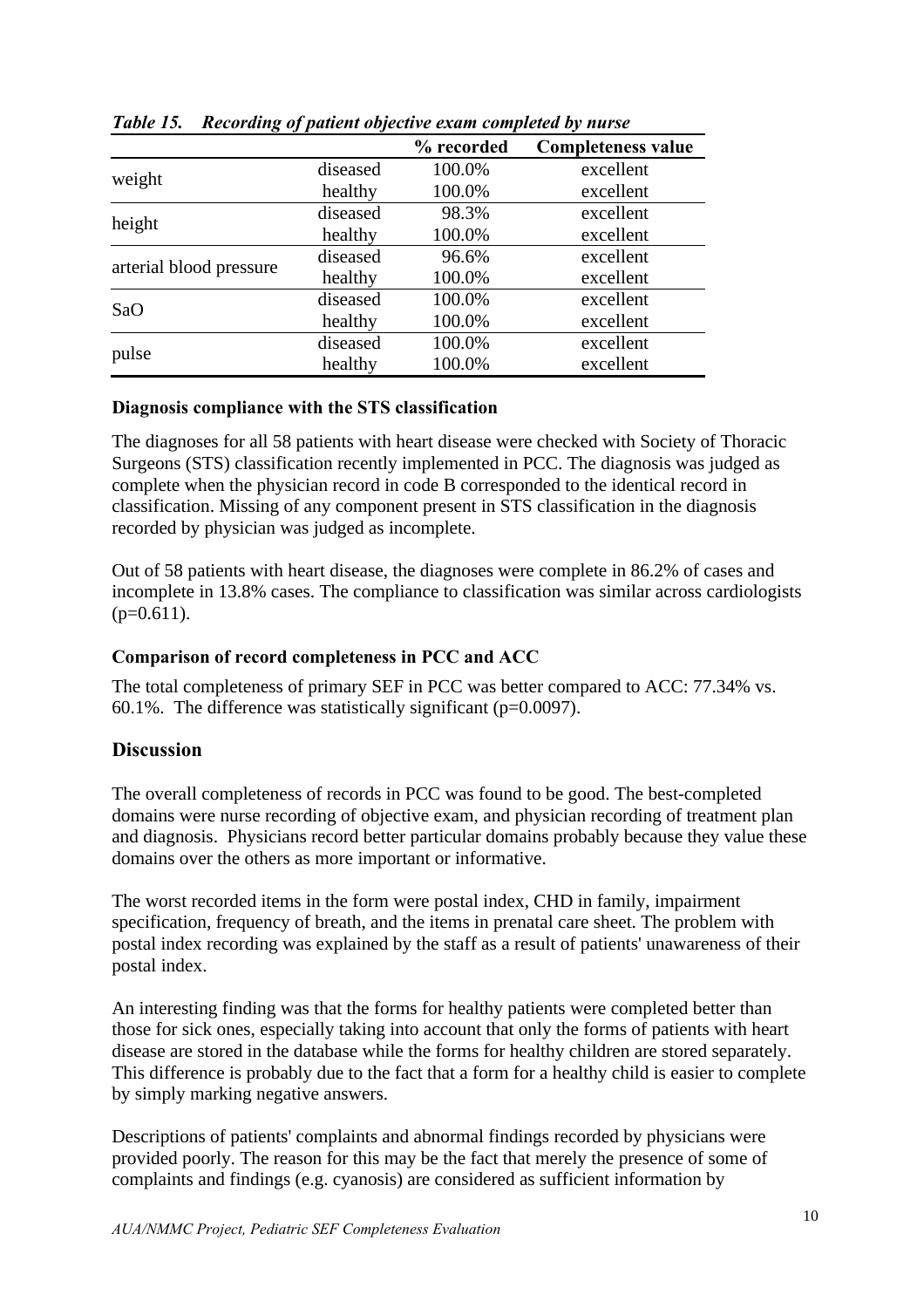*Table 15. Recording of patient objective exam completed by nurse*

| | | % recorded | Completeness value |
|---|---|---|---|
| weight | diseased | 100.0% | excellent |
| | healthy | 100.0% | excellent |
| height | diseased | 98.3% | excellent |
| | healthy | 100.0% | excellent |
| arterial blood pressure | diseased | 96.6% | excellent |
| | healthy | 100.0% | excellent |
| SaO | diseased | 100.0% | excellent |
| | healthy | 100.0% | excellent |
| pulse | diseased | 100.0% | excellent |
| | healthy | 100.0% | excellent |

**Diagnosis compliance with the STS classification**

The diagnoses for all 58 patients with heart disease were checked with Society of Thoracic Surgeons (STS) classification recently implemented in PCC. The diagnosis was judged as complete when the physician record in code B corresponded to the identical record in classification. Missing of any component present in STS classification in the diagnosis recorded by physician was judged as incomplete.

Out of 58 patients with heart disease, the diagnoses were complete in 86.2% of cases and incomplete in 13.8% cases. The compliance to classification was similar across cardiologists ($p=0.611$).

**Comparison of record completeness in PCC and ACC**

The total completeness of primary SEF in PCC was better compared to ACC: 77.34% vs. 60.1%. The difference was statistically significant ($p=0.0097$).

## Discussion

The overall completeness of records in PCC was found to be good. The best-completed domains were nurse recording of objective exam, and physician recording of treatment plan and diagnosis. Physicians record better particular domains probably because they value these domains over the others as more important or informative.

The worst recorded items in the form were postal index, CHD in family, impairment specification, frequency of breath, and the items in prenatal care sheet. The problem with postal index recording was explained by the staff as a result of patients' unawareness of their postal index.

An interesting finding was that the forms for healthy patients were completed better than those for sick ones, especially taking into account that only the forms of patients with heart disease are stored in the database while the forms for healthy children are stored separately. This difference is probably due to the fact that a form for a healthy child is easier to complete by simply marking negative answers.

Descriptions of patients' complaints and abnormal findings recorded by physicians were provided poorly. The reason for this may be the fact that merely the presence of some of complaints and findings (e.g. cyanosis) are considered as sufficient information by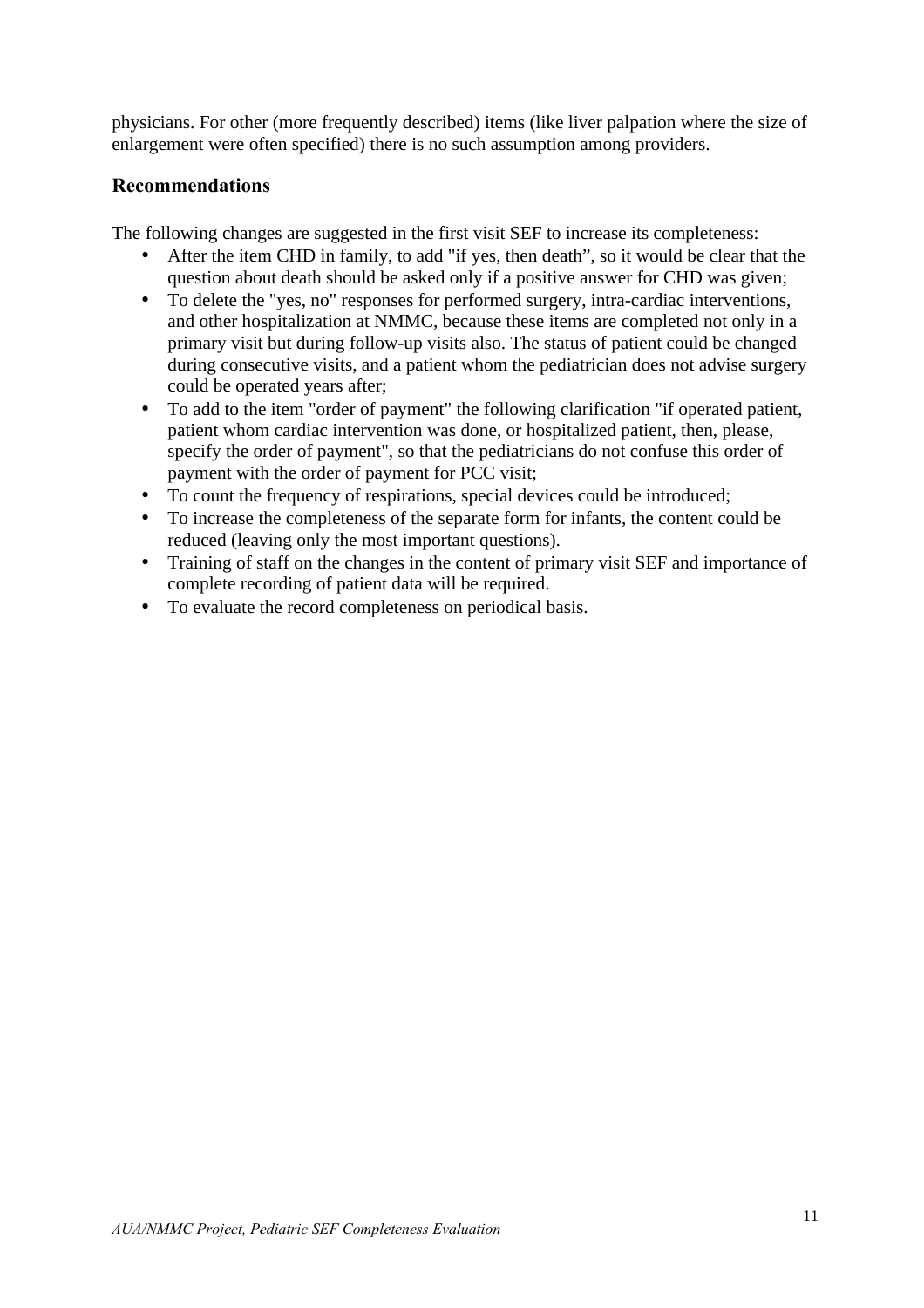physicians. For other (more frequently described) items (like liver palpation where the size of enlargement were often specified) there is no such assumption among providers.

## Recommendations

The following changes are suggested in the first visit SEF to increase its completeness:

- After the item CHD in family, to add "if yes, then death", so it would be clear that the question about death should be asked only if a positive answer for CHD was given;
- To delete the "yes, no" responses for performed surgery, intra-cardiac interventions, and other hospitalization at NMMC, because these items are completed not only in a primary visit but during follow-up visits also. The status of patient could be changed during consecutive visits, and a patient whom the pediatrician does not advise surgery could be operated years after;
- To add to the item "order of payment" the following clarification "if operated patient, patient whom cardiac intervention was done, or hospitalized patient, then, please, specify the order of payment", so that the pediatricians do not confuse this order of payment with the order of payment for PCC visit;
- To count the frequency of respirations, special devices could be introduced;
- To increase the completeness of the separate form for infants, the content could be reduced (leaving only the most important questions).
- Training of staff on the changes in the content of primary visit SEF and importance of complete recording of patient data will be required.
- To evaluate the record completeness on periodical basis.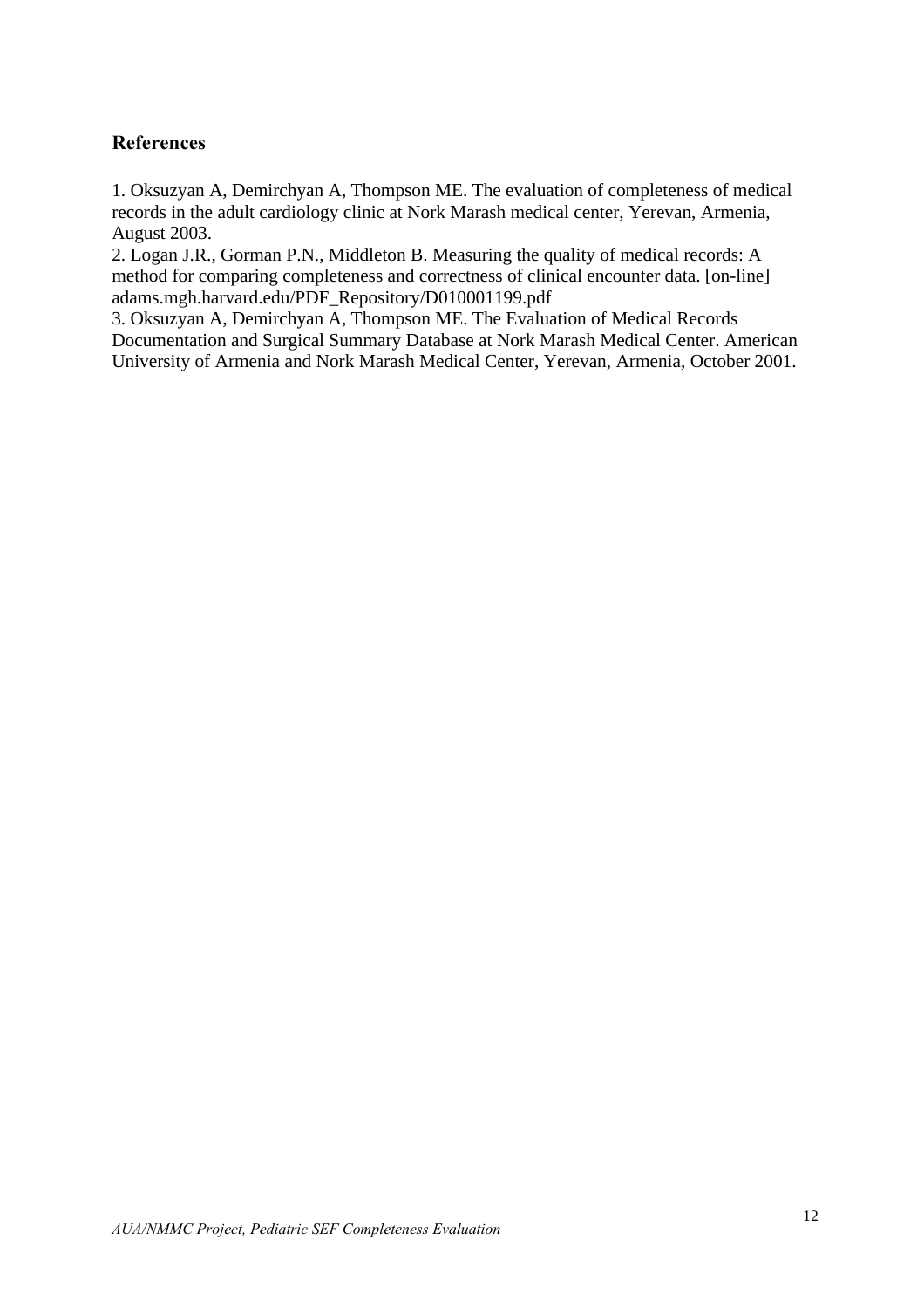## References

1. Oksuzyan A, Demirchyan A, Thompson ME. The evaluation of completeness of medical records in the adult cardiology clinic at Nork Marash medical center, Yerevan, Armenia, August 2003.
2. Logan J.R., Gorman P.N., Middleton B. Measuring the quality of medical records: A method for comparing completeness and correctness of clinical encounter data. [on-line] adams.mgh.harvard.edu/PDF_Repository/D010001199.pdf
3. Oksuzyan A, Demirchyan A, Thompson ME. The Evaluation of Medical Records Documentation and Surgical Summary Database at Nork Marash Medical Center. American University of Armenia and Nork Marash Medical Center, Yerevan, Armenia, October 2001.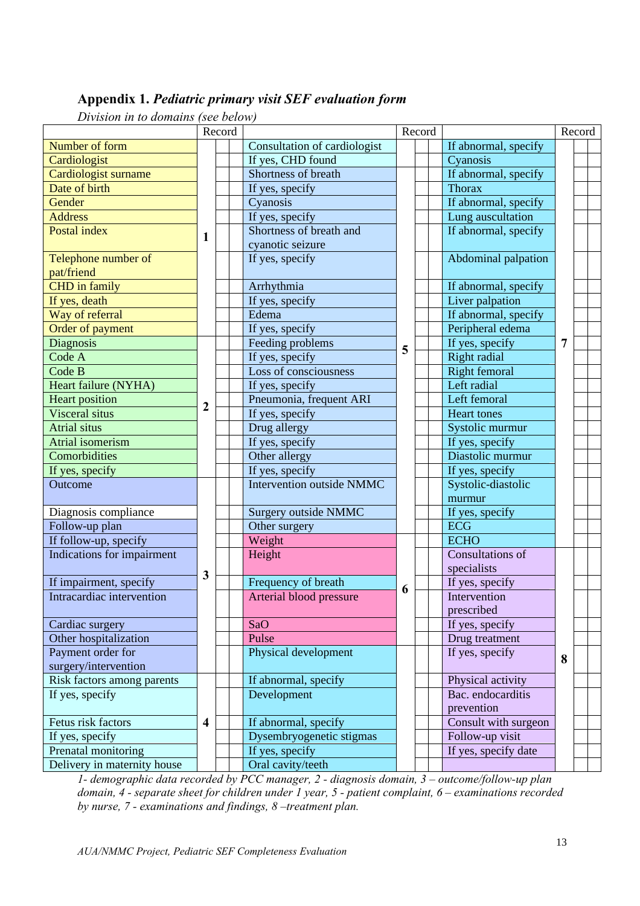## Appendix 1. *Pediatric primary visit SEF evaluation form*

*Division in to domains (see below)*

| | Record | | | | Record | | | | Record | | |
|---|---|---|---|---|---|---|---|---|---|---|---|
| Number of form | 1 | | | Consultation of cardiologist | | | | If abnormal, specify | 7 | | |
| Cardiologist | | | | If yes, CHD found | | | | Cyanosis | | | |
| Cardiologist surname | | | | Shortness of breath | 5 | | | If abnormal, specify | | | |
| Date of birth | | | | If yes, specify | | | | Thorax | | | |
| Gender | | | | Cyanosis | | | | If abnormal, specify | | | |
| Address | | | | If yes, specify | | | | Lung auscultation | | | |
| Postal index | | | | Shortness of breath and cyanotic seizure | | | | If abnormal, specify | | | |
| Telephone number of pat/friend | | | | If yes, specify | | | | Abdominal palpation | | | |
| CHD in family | | | | Arrhythmia | | | | If abnormal, specify | | | |
| If yes, death | | | | If yes, specify | | | | Liver palpation | | | |
| Way of referral | | | | Edema | | | | If abnormal, specify | | | |
| Order of payment | | | | If yes, specify | | | | Peripheral edema | | | |
| Diagnosis | 2 | | | Feeding problems | | | | If yes, specify | | | |
| Code A | | | | If yes, specify | | | | Right radial | | | |
| Code B | | | | Loss of consciousness | | | | Right femoral | | | |
| Heart failure (NYHA) | | | | If yes, specify | | | | Left radial | | | |
| Heart position | | | | Pneumonia, frequent ARI | | | | Left femoral | | | |
| Visceral situs | | | | If yes, specify | | | | Heart tones | | | |
| Atrial situs | | | | Drug allergy | | | | Systolic murmur | | | |
| Atrial isomerism | | | | If yes, specify | | | | If yes, specify | | | |
| Comorbidities | | | | Other allergy | | | | Diastolic murmur | | | |
| If yes, specify | | | | If yes, specify | | | | If yes, specify | | | |
| Outcome | 3 | | | Intervention outside NMMC | | | | Systolic-diastolic murmur | | | |
| Diagnosis compliance | | | | Surgery outside NMMC | | | | If yes, specify | | | |
| Follow-up plan | | | | Other surgery | | | | ECG | | | |
| If follow-up, specify | | | | Weight | 6 | | | ECHO | | | |
| Indications for impairment | | | | Height | | | | Consultations of specialists | 8 | | |
| If impairment, specify | | | | Frequency of breath | | | | If yes, specify | | | |
| Intracardiac intervention | | | | Arterial blood pressure | | | | Intervention prescribed | | | |
| Cardiac surgery | | | | SaO | | | | If yes, specify | | | |
| Other hospitalization | | | | Pulse | | | | Drug treatment | | | |
| Payment order for surgery/intervention | | | | Physical development | | | | If yes, specify | | | |
| Risk factors among parents | 4 | | | If abnormal, specify | | | | Physical activity | | | |
| If yes, specify | | | | Development | | | | Bac. endocarditis prevention | | | |
| Fetus risk factors | | | | If abnormal, specify | | | | Consult with surgeon | | | |
| If yes, specify | | | | Dysembryogenetic stigmas | | | | Follow-up visit | | | |
| Prenatal monitoring | | | | If yes, specify | | | | If yes, specify date | | | |
| Delivery in maternity house | | | | Oral cavity/teeth | | | | | | | |

*1- demographic data recorded by PCC manager, 2 - diagnosis domain, 3 – outcome/follow-up plan domain, 4 - separate sheet for children under 1 year, 5 - patient complaint, 6 – examinations recorded by nurse, 7 - examinations and findings, 8 –treatment plan.*